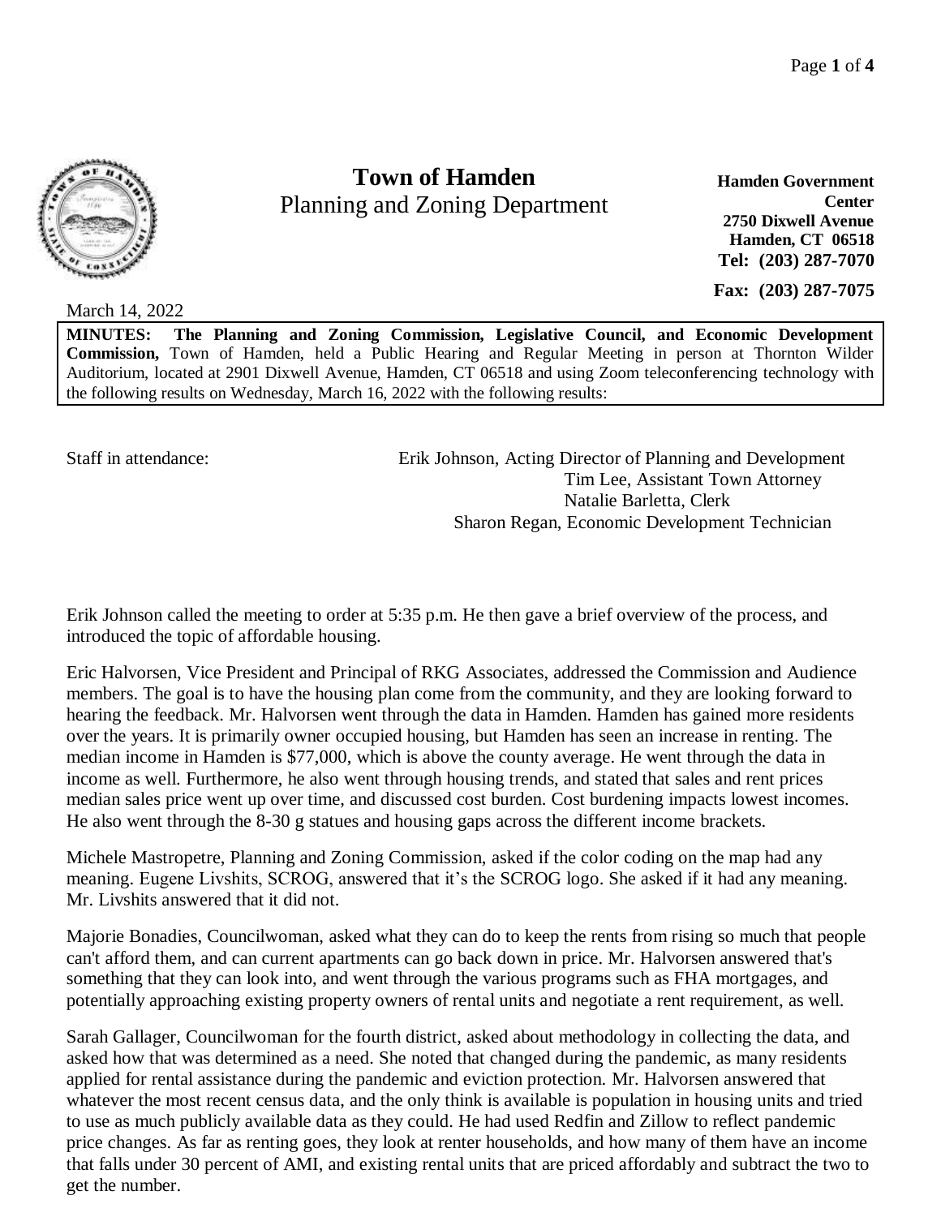# Town of Hamden

Planning and Zoning Department

**Hamden Government Center**
**2750 Dixwell Avenue**
**Hamden, CT 06518**
**Tel: (203) 287-7070**
**Fax: (203) 287-7075**

March 14, 2022

**MINUTES: The Planning and Zoning Commission, Legislative Council, and Economic Development Commission,** Town of Hamden, held a Public Hearing and Regular Meeting in person at Thornton Wilder Auditorium, located at 2901 Dixwell Avenue, Hamden, CT 06518 and using Zoom teleconferencing technology with the following results on Wednesday, March 16, 2022 with the following results:

Staff in attendance:

Erik Johnson, Acting Director of Planning and Development
Tim Lee, Assistant Town Attorney
Natalie Barletta, Clerk
Sharon Regan, Economic Development Technician

Erik Johnson called the meeting to order at 5:35 p.m. He then gave a brief overview of the process, and introduced the topic of affordable housing.

Eric Halvorsen, Vice President and Principal of RKG Associates, addressed the Commission and Audience members. The goal is to have the housing plan come from the community, and they are looking forward to hearing the feedback. Mr. Halvorsen went through the data in Hamden. Hamden has gained more residents over the years. It is primarily owner occupied housing, but Hamden has seen an increase in renting. The median income in Hamden is $77,000, which is above the county average. He went through the data in income as well. Furthermore, he also went through housing trends, and stated that sales and rent prices median sales price went up over time, and discussed cost burden. Cost burdening impacts lowest incomes. He also went through the 8-30 g statues and housing gaps across the different income brackets.

Michele Mastropetre, Planning and Zoning Commission, asked if the color coding on the map had any meaning. Eugene Livshits, SCROG, answered that it's the SCROG logo. She asked if it had any meaning. Mr. Livshits answered that it did not.

Majorie Bonadies, Councilwoman, asked what they can do to keep the rents from rising so much that people can't afford them, and can current apartments can go back down in price. Mr. Halvorsen answered that's something that they can look into, and went through the various programs such as FHA mortgages, and potentially approaching existing property owners of rental units and negotiate a rent requirement, as well.

Sarah Gallager, Councilwoman for the fourth district, asked about methodology in collecting the data, and asked how that was determined as a need. She noted that changed during the pandemic, as many residents applied for rental assistance during the pandemic and eviction protection. Mr. Halvorsen answered that whatever the most recent census data, and the only think is available is population in housing units and tried to use as much publicly available data as they could. He had used Redfin and Zillow to reflect pandemic price changes. As far as renting goes, they look at renter households, and how many of them have an income that falls under 30 percent of AMI, and existing rental units that are priced affordably and subtract the two to get the number.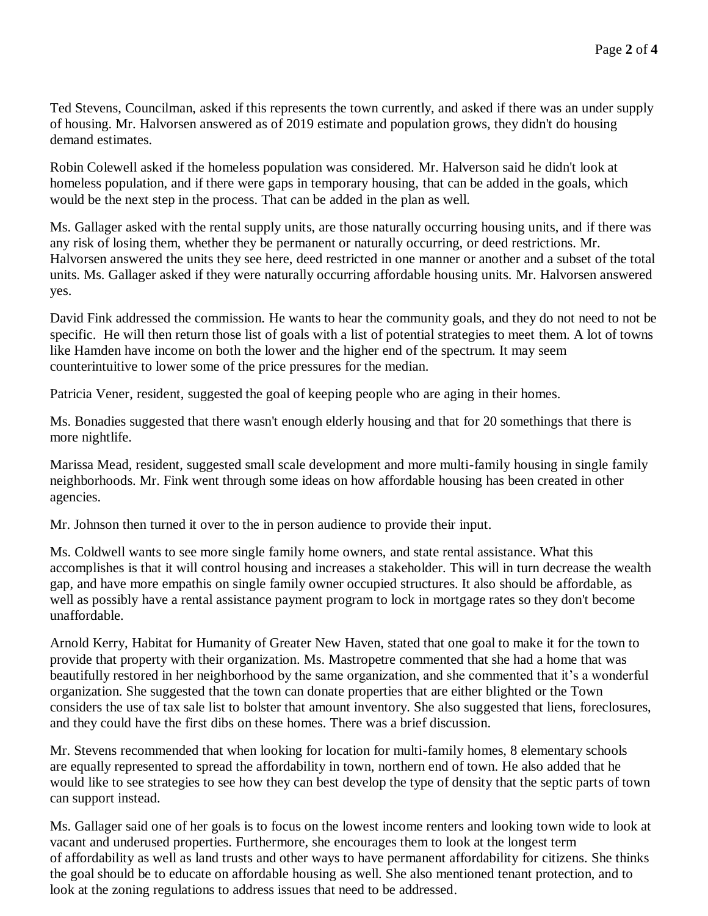Ted Stevens, Councilman, asked if this represents the town currently, and asked if there was an under supply of housing. Mr. Halvorsen answered as of 2019 estimate and population grows, they didn't do housing demand estimates.

Robin Colewell asked if the homeless population was considered. Mr. Halverson said he didn't look at homeless population, and if there were gaps in temporary housing, that can be added in the goals, which would be the next step in the process. That can be added in the plan as well.

Ms. Gallager asked with the rental supply units, are those naturally occurring housing units, and if there was any risk of losing them, whether they be permanent or naturally occurring, or deed restrictions. Mr. Halvorsen answered the units they see here, deed restricted in one manner or another and a subset of the total units. Ms. Gallager asked if they were naturally occurring affordable housing units. Mr. Halvorsen answered yes.

David Fink addressed the commission. He wants to hear the community goals, and they do not need to not be specific. He will then return those list of goals with a list of potential strategies to meet them. A lot of towns like Hamden have income on both the lower and the higher end of the spectrum. It may seem counterintuitive to lower some of the price pressures for the median.

Patricia Vener, resident, suggested the goal of keeping people who are aging in their homes.

Ms. Bonadies suggested that there wasn't enough elderly housing and that for 20 somethings that there is more nightlife.

Marissa Mead, resident, suggested small scale development and more multi-family housing in single family neighborhoods. Mr. Fink went through some ideas on how affordable housing has been created in other agencies.

Mr. Johnson then turned it over to the in person audience to provide their input.

Ms. Coldwell wants to see more single family home owners, and state rental assistance. What this accomplishes is that it will control housing and increases a stakeholder. This will in turn decrease the wealth gap, and have more empathis on single family owner occupied structures. It also should be affordable, as well as possibly have a rental assistance payment program to lock in mortgage rates so they don't become unaffordable.

Arnold Kerry, Habitat for Humanity of Greater New Haven, stated that one goal to make it for the town to provide that property with their organization. Ms. Mastropetre commented that she had a home that was beautifully restored in her neighborhood by the same organization, and she commented that it's a wonderful organization. She suggested that the town can donate properties that are either blighted or the Town considers the use of tax sale list to bolster that amount inventory. She also suggested that liens, foreclosures, and they could have the first dibs on these homes. There was a brief discussion.

Mr. Stevens recommended that when looking for location for multi-family homes, 8 elementary schools are equally represented to spread the affordability in town, northern end of town. He also added that he would like to see strategies to see how they can best develop the type of density that the septic parts of town can support instead.

Ms. Gallager said one of her goals is to focus on the lowest income renters and looking town wide to look at vacant and underused properties. Furthermore, she encourages them to look at the longest term of affordability as well as land trusts and other ways to have permanent affordability for citizens. She thinks the goal should be to educate on affordable housing as well. She also mentioned tenant protection, and to look at the zoning regulations to address issues that need to be addressed.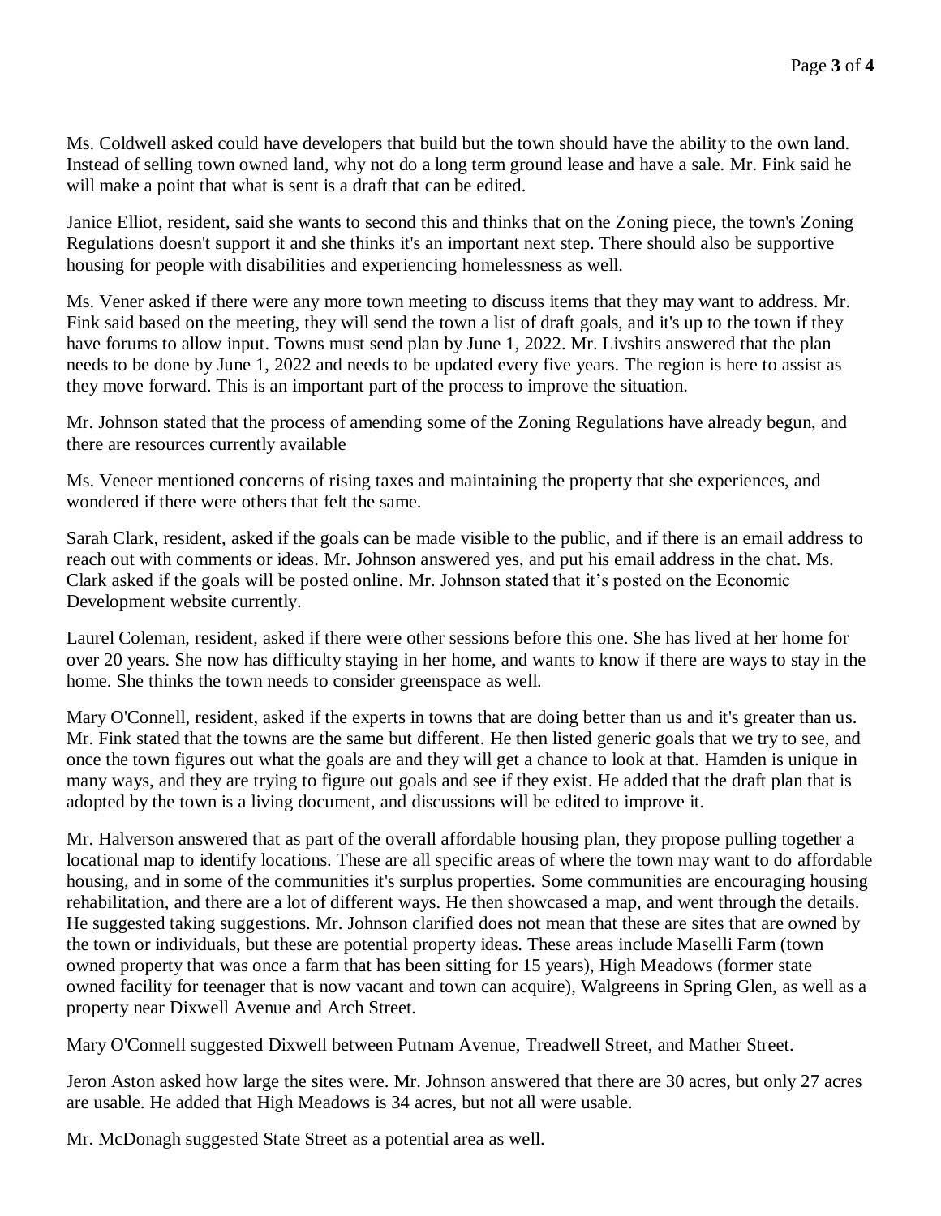Ms. Coldwell asked could have developers that build but the town should have the ability to the own land. Instead of selling town owned land, why not do a long term ground lease and have a sale. Mr. Fink said he will make a point that what is sent is a draft that can be edited.

Janice Elliot, resident, said she wants to second this and thinks that on the Zoning piece, the town's Zoning Regulations doesn't support it and she thinks it's an important next step. There should also be supportive housing for people with disabilities and experiencing homelessness as well.

Ms. Vener asked if there were any more town meeting to discuss items that they may want to address. Mr. Fink said based on the meeting, they will send the town a list of draft goals, and it's up to the town if they have forums to allow input. Towns must send plan by June 1, 2022. Mr. Livshits answered that the plan needs to be done by June 1, 2022 and needs to be updated every five years. The region is here to assist as they move forward. This is an important part of the process to improve the situation.

Mr. Johnson stated that the process of amending some of the Zoning Regulations have already begun, and there are resources currently available

Ms. Veneer mentioned concerns of rising taxes and maintaining the property that she experiences, and wondered if there were others that felt the same.

Sarah Clark, resident, asked if the goals can be made visible to the public, and if there is an email address to reach out with comments or ideas. Mr. Johnson answered yes, and put his email address in the chat. Ms. Clark asked if the goals will be posted online. Mr. Johnson stated that it's posted on the Economic Development website currently.

Laurel Coleman, resident, asked if there were other sessions before this one. She has lived at her home for over 20 years. She now has difficulty staying in her home, and wants to know if there are ways to stay in the home. She thinks the town needs to consider greenspace as well.

Mary O'Connell, resident, asked if the experts in towns that are doing better than us and it's greater than us. Mr. Fink stated that the towns are the same but different. He then listed generic goals that we try to see, and once the town figures out what the goals are and they will get a chance to look at that. Hamden is unique in many ways, and they are trying to figure out goals and see if they exist. He added that the draft plan that is adopted by the town is a living document, and discussions will be edited to improve it.

Mr. Halverson answered that as part of the overall affordable housing plan, they propose pulling together a locational map to identify locations. These are all specific areas of where the town may want to do affordable housing, and in some of the communities it's surplus properties. Some communities are encouraging housing rehabilitation, and there are a lot of different ways. He then showcased a map, and went through the details. He suggested taking suggestions. Mr. Johnson clarified does not mean that these are sites that are owned by the town or individuals, but these are potential property ideas. These areas include Maselli Farm (town owned property that was once a farm that has been sitting for 15 years), High Meadows (former state owned facility for teenager that is now vacant and town can acquire), Walgreens in Spring Glen, as well as a property near Dixwell Avenue and Arch Street.

Mary O'Connell suggested Dixwell between Putnam Avenue, Treadwell Street, and Mather Street.

Jeron Aston asked how large the sites were. Mr. Johnson answered that there are 30 acres, but only 27 acres are usable. He added that High Meadows is 34 acres, but not all were usable.

Mr. McDonagh suggested State Street as a potential area as well.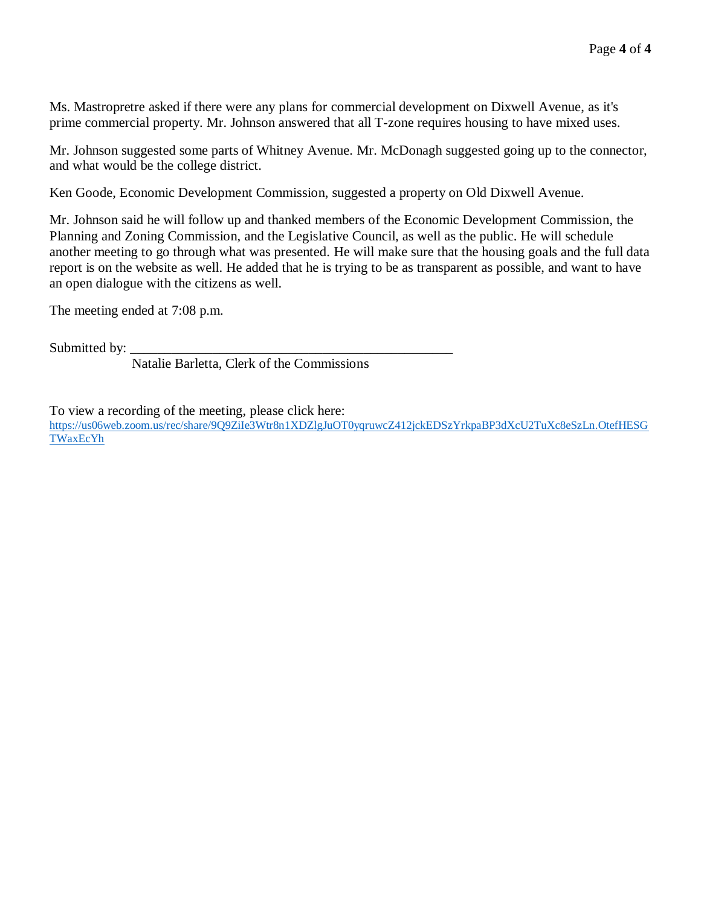Ms. Mastropretre asked if there were any plans for commercial development on Dixwell Avenue, as it's prime commercial property. Mr. Johnson answered that all T-zone requires housing to have mixed uses.

Mr. Johnson suggested some parts of Whitney Avenue. Mr. McDonagh suggested going up to the connector, and what would be the college district.

Ken Goode, Economic Development Commission, suggested a property on Old Dixwell Avenue.

Mr. Johnson said he will follow up and thanked members of the Economic Development Commission, the Planning and Zoning Commission, and the Legislative Council, as well as the public. He will schedule another meeting to go through what was presented. He will make sure that the housing goals and the full data report is on the website as well. He added that he is trying to be as transparent as possible, and want to have an open dialogue with the citizens as well.

The meeting ended at 7:08 p.m.

Submitted by: ________________________________________________

Natalie Barletta, Clerk of the Commissions

To view a recording of the meeting, please click here:
https://us06web.zoom.us/rec/share/9Q9ZiIe3Wtr8n1XDZlgJuOT0yqruwcZ412jckEDSzYrkpaBP3dXcU2TuXc8eSzLn.OtefHESGTWaxEcYh